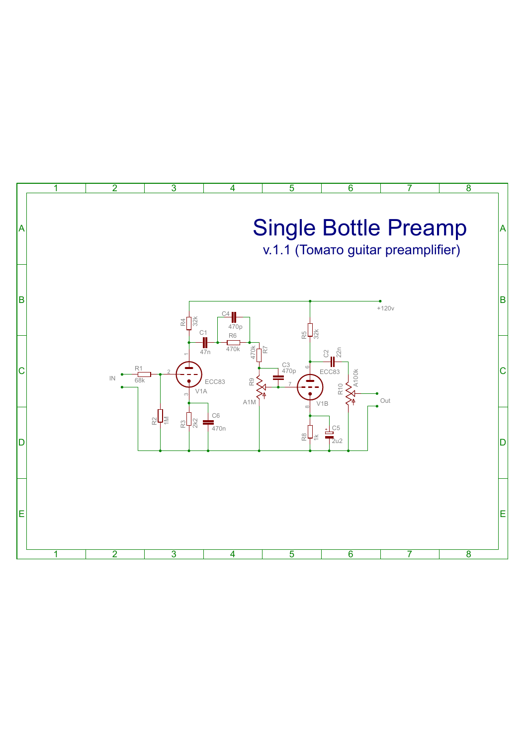# Single Bottle Preamp

v.1.1 (Томато guitar preamplifier)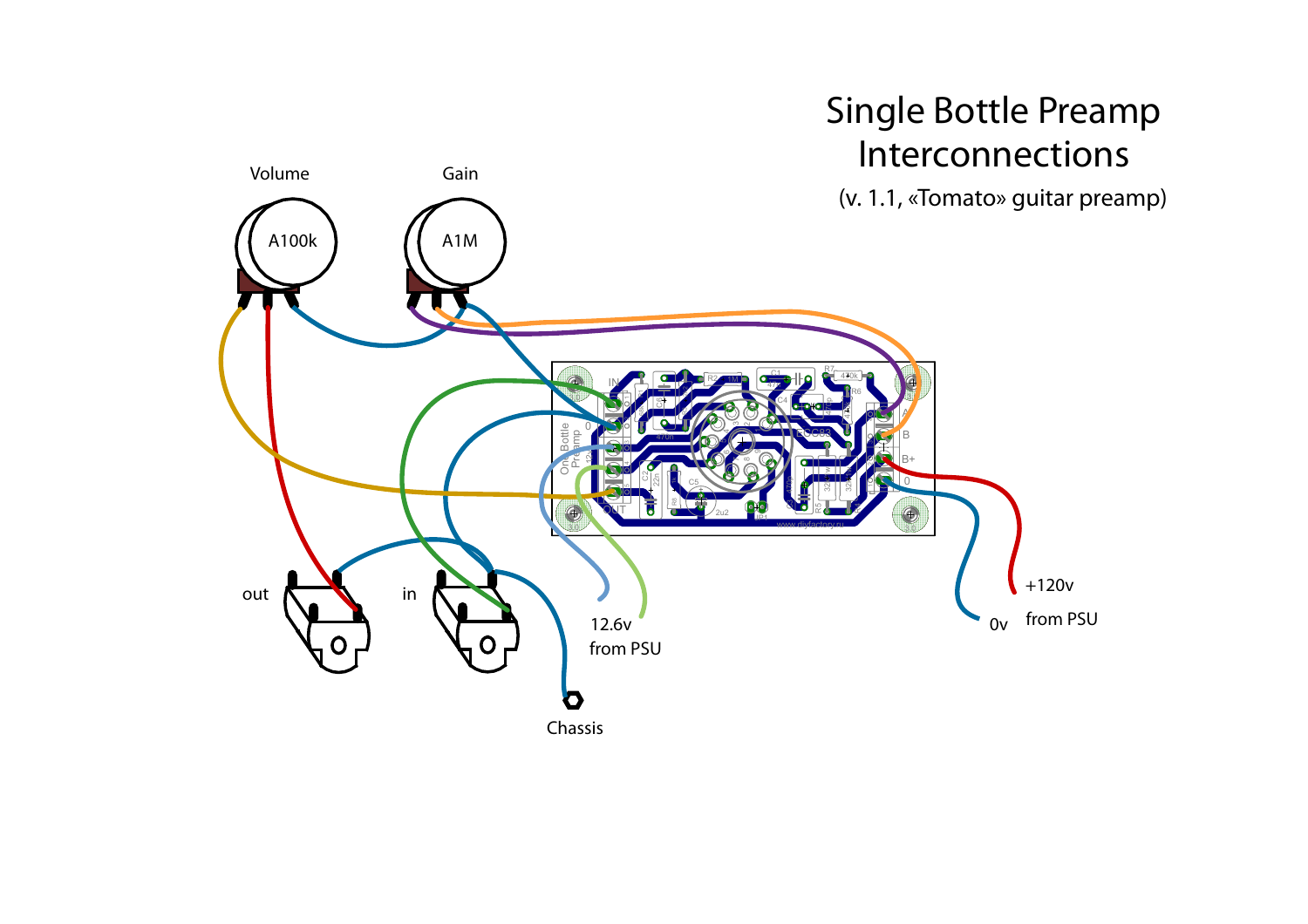# Single Bottle Preamp Interconnections

(v. 1.1, «Tomato» guitar preamp)

Volume

A100k

Gain

A1M

out

in

Chassis

12.6v

from PSU

0v

+120v

from PSU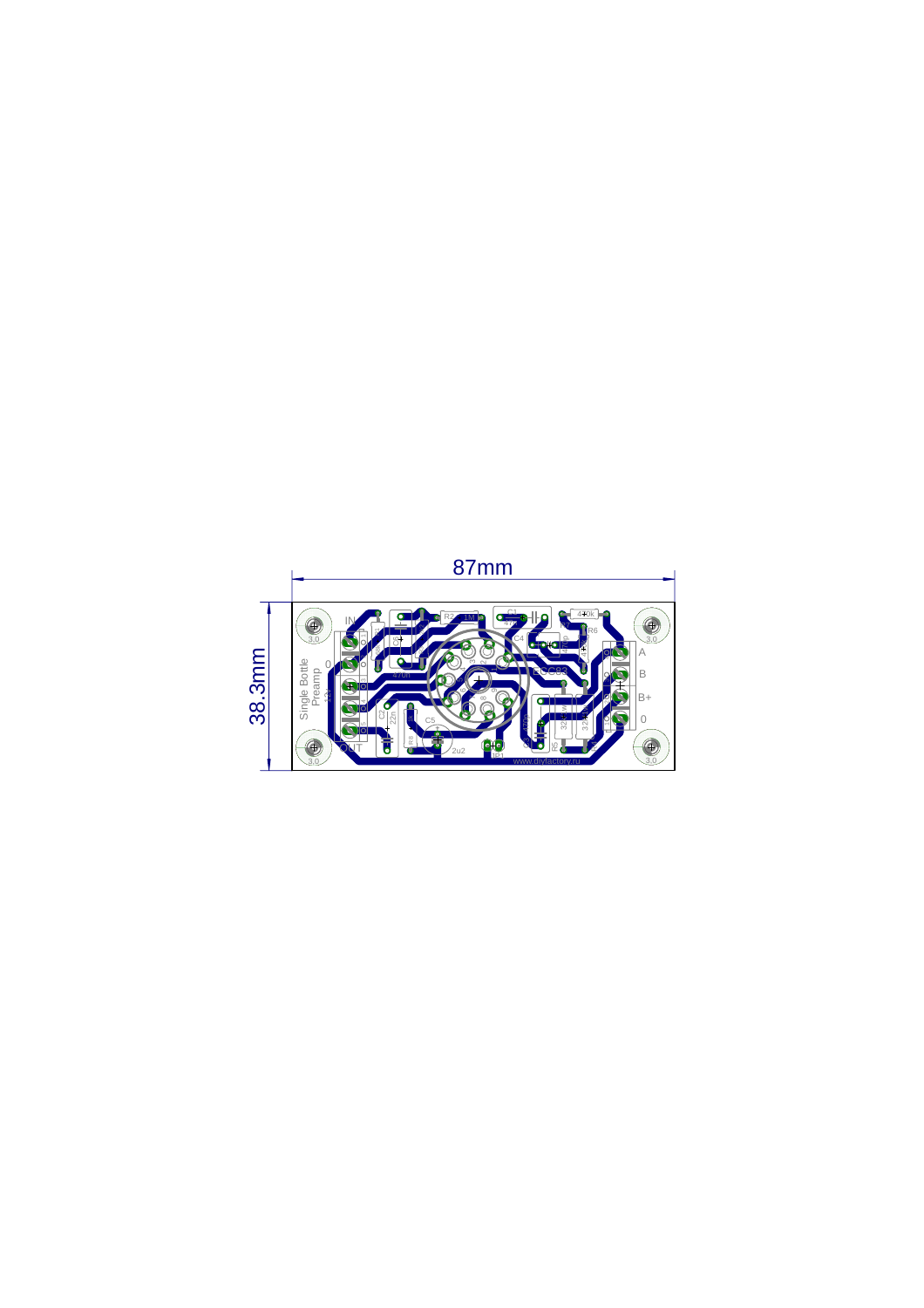87mm

38.3mm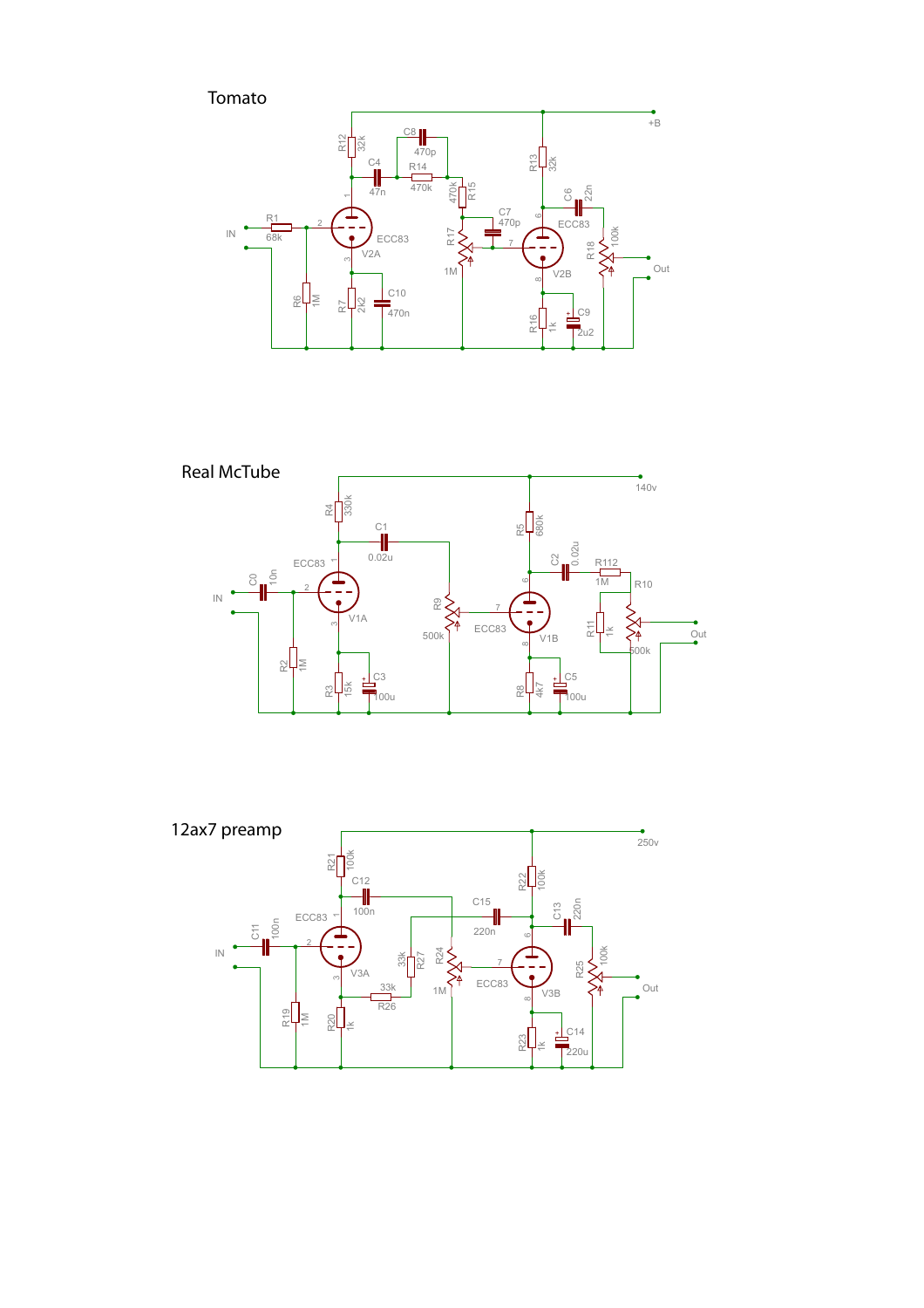# Tomato

# Real McTube

# 12ax7 preamp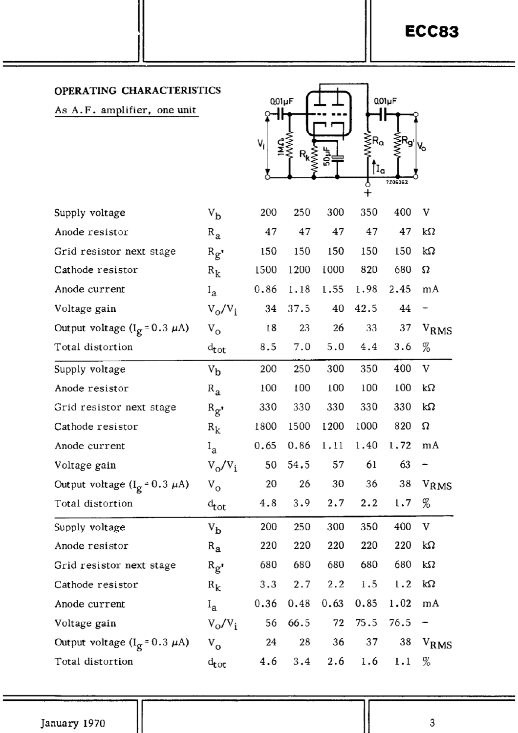## OPERATING CHARACTERISTICS

As A.F. amplifier, one unit

0.01μF
1MΩ
$V_i$
$R_k$
50μF
0.01μF
$R_a$
$R_{g'}$
$V_o$
$I_a$
+
7Z06062

| | | | | | | | |
|---|---|---|---|---|---|---|---|
| Supply voltage | $V_b$ | 200 | 250 | 300 | 350 | 400 | V |
| Anode resistor | $R_a$ | 47 | 47 | 47 | 47 | 47 | kΩ |
| Grid resistor next stage | $R_{g'}$ | 150 | 150 | 150 | 150 | 150 | kΩ |
| Cathode resistor | $R_k$ | 1500 | 1200 | 1000 | 820 | 680 | Ω |
| Anode current | $I_a$ | 0.86 | 1.18 | 1.55 | 1.98 | 2.45 | mA |
| Voltage gain | $V_o/V_i$ | 34 | 37.5 | 40 | 42.5 | 44 | – |
| Output voltage ($I_g$ = 0.3 μA) | $V_o$ | 18 | 23 | 26 | 33 | 37 | $V_{RMS}$ |
| Total distortion | $d_{tot}$ | 8.5 | 7.0 | 5.0 | 4.4 | 3.6 | % |
| Supply voltage | $V_b$ | 200 | 250 | 300 | 350 | 400 | V |
| Anode resistor | $R_a$ | 100 | 100 | 100 | 100 | 100 | kΩ |
| Grid resistor next stage | $R_{g'}$ | 330 | 330 | 330 | 330 | 330 | kΩ |
| Cathode resistor | $R_k$ | 1800 | 1500 | 1200 | 1000 | 820 | Ω |
| Anode current | $I_a$ | 0.65 | 0.86 | 1.11 | 1.40 | 1.72 | mA |
| Voltage gain | $V_o/V_i$ | 50 | 54.5 | 57 | 61 | 63 | – |
| Output voltage ($I_g$ = 0.3 μA) | $V_o$ | 20 | 26 | 30 | 36 | 38 | $V_{RMS}$ |
| Total distortion | $d_{tot}$ | 4.8 | 3.9 | 2.7 | 2.2 | 1.7 | % |
| Supply voltage | $V_b$ | 200 | 250 | 300 | 350 | 400 | V |
| Anode resistor | $R_a$ | 220 | 220 | 220 | 220 | 220 | kΩ |
| Grid resistor next stage | $R_{g'}$ | 680 | 680 | 680 | 680 | 680 | kΩ |
| Cathode resistor | $R_k$ | 3.3 | 2.7 | 2.2 | 1.5 | 1.2 | kΩ |
| Anode current | $I_a$ | 0.36 | 0.48 | 0.63 | 0.85 | 1.02 | mA |
| Voltage gain | $V_o/V_i$ | 56 | 66.5 | 72 | 75.5 | 76.5 | – |
| Output voltage ($I_g$ = 0.3 μA) | $V_o$ | 24 | 28 | 36 | 37 | 38 | $V_{RMS}$ |
| Total distortion | $d_{tot}$ | 4.6 | 3.4 | 2.6 | 1.6 | 1.1 | % |